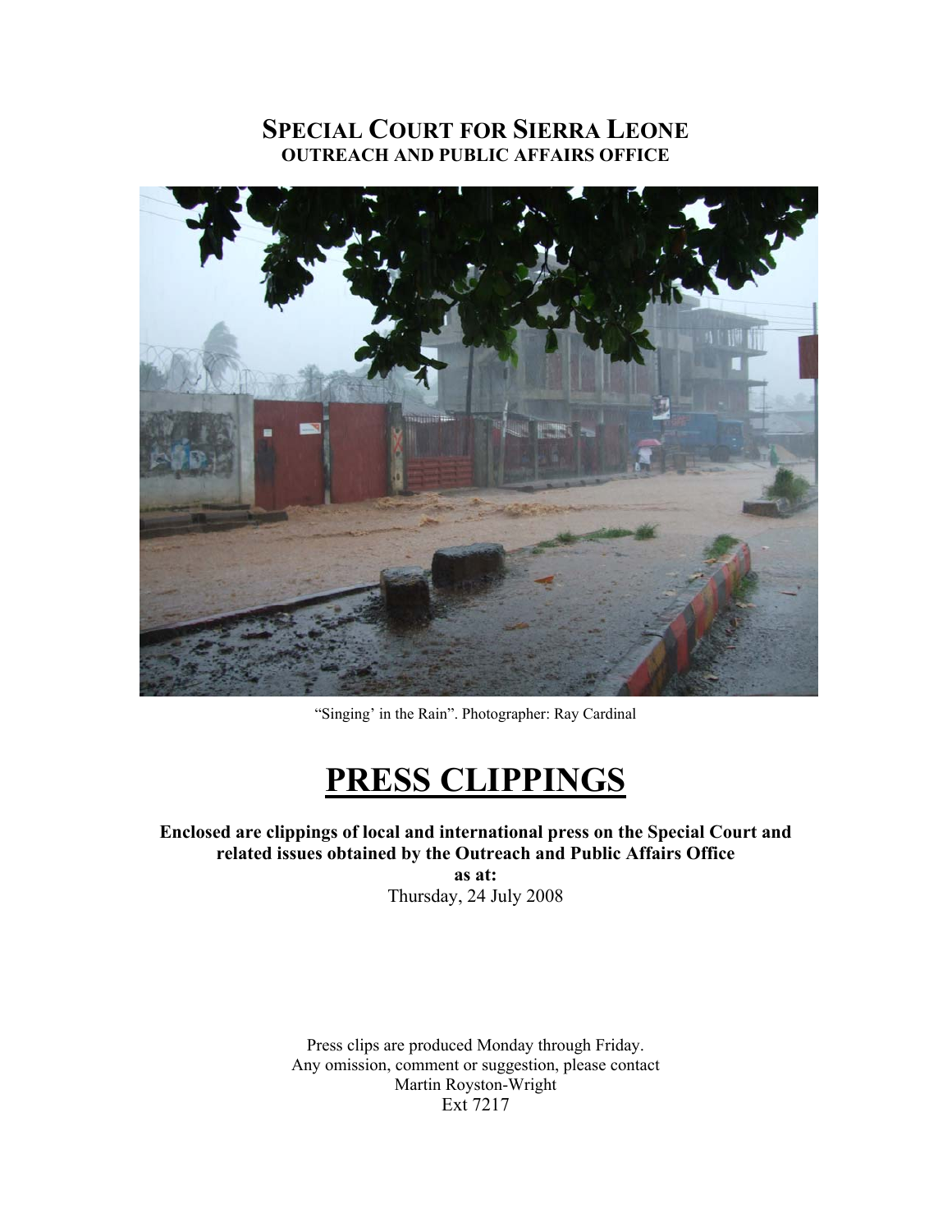# SPECIAL COURT FOR SIERRA LEONE
## OUTREACH AND PUBLIC AFFAIRS OFFICE

"Singing' in the Rain". Photographer: Ray Cardinal

# PRESS CLIPPINGS

**Enclosed are clippings of local and international press on the Special Court and related issues obtained by the Outreach and Public Affairs Office**
**as at:**
Thursday, 24 July 2008

Press clips are produced Monday through Friday.
Any omission, comment or suggestion, please contact
Martin Royston-Wright
Ext 7217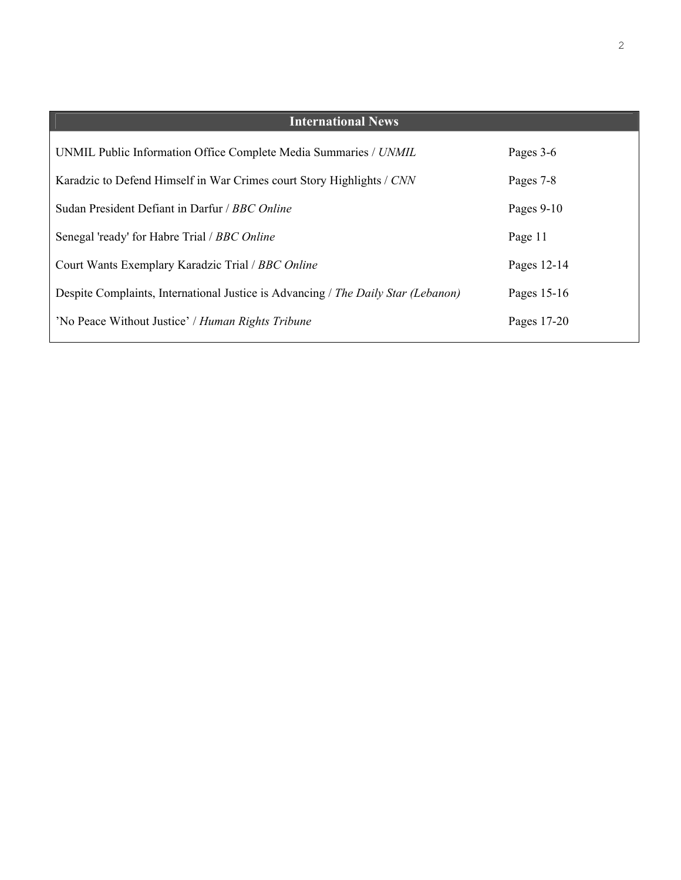## International News

| | |
|---|---|
| UNMIL Public Information Office Complete Media Summaries / *UNMIL* | Pages 3-6 |
| Karadzic to Defend Himself in War Crimes court Story Highlights / *CNN* | Pages 7-8 |
| Sudan President Defiant in Darfur / *BBC Online* | Pages 9-10 |
| Senegal 'ready' for Habre Trial / *BBC Online* | Page 11 |
| Court Wants Exemplary Karadzic Trial / *BBC Online* | Pages 12-14 |
| Despite Complaints, International Justice is Advancing / *The Daily Star (Lebanon)* | Pages 15-16 |
| 'No Peace Without Justice' / *Human Rights Tribune* | Pages 17-20 |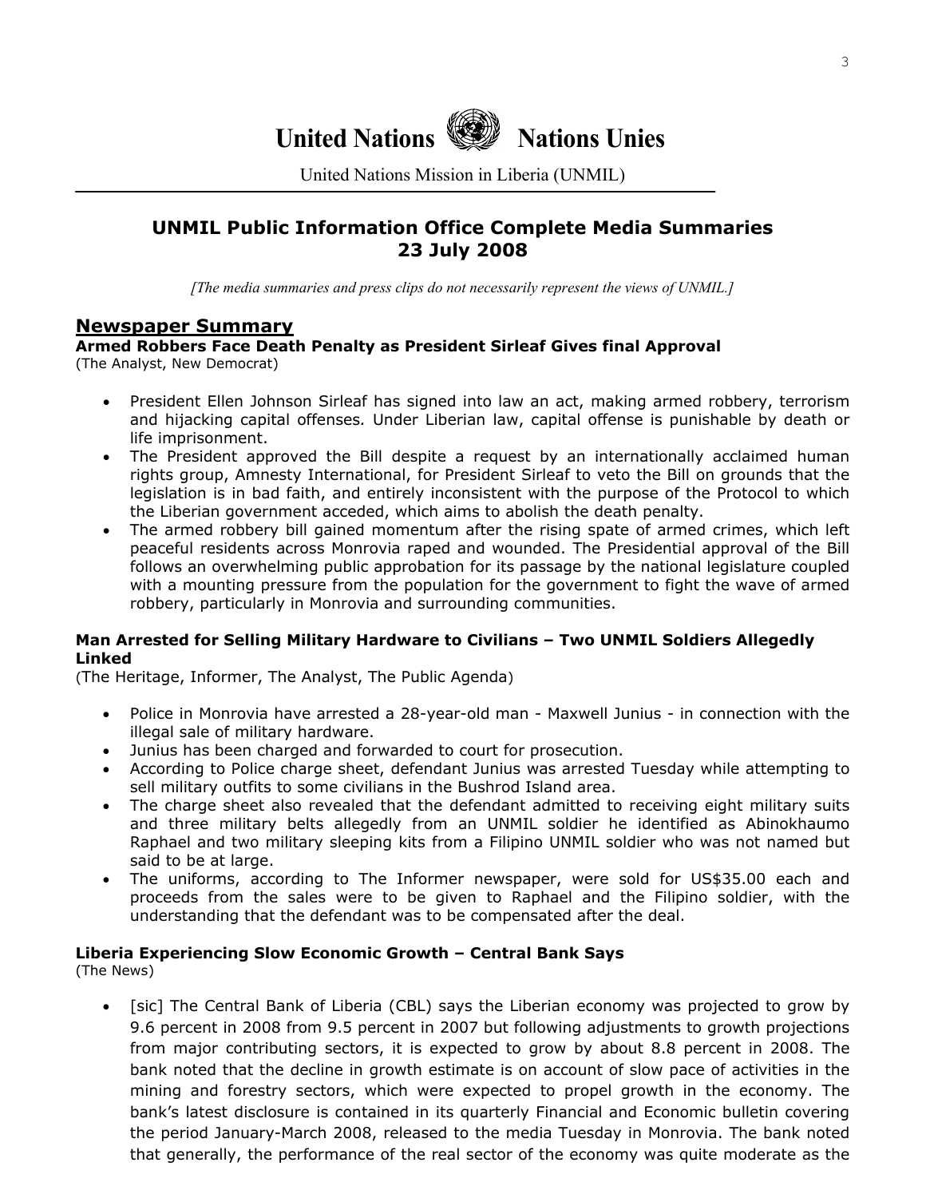# United Nations Nations Unies

United Nations Mission in Liberia (UNMIL)

## UNMIL Public Information Office Complete Media Summaries 23 July 2008

*[The media summaries and press clips do not necessarily represent the views of UNMIL.]*

## Newspaper Summary

### Armed Robbers Face Death Penalty as President Sirleaf Gives final Approval

(The Analyst, New Democrat)

- President Ellen Johnson Sirleaf has signed into law an act, making armed robbery, terrorism and hijacking capital offenses. Under Liberian law, capital offense is punishable by death or life imprisonment.
- The President approved the Bill despite a request by an internationally acclaimed human rights group, Amnesty International, for President Sirleaf to veto the Bill on grounds that the legislation is in bad faith, and entirely inconsistent with the purpose of the Protocol to which the Liberian government acceded, which aims to abolish the death penalty.
- The armed robbery bill gained momentum after the rising spate of armed crimes, which left peaceful residents across Monrovia raped and wounded. The Presidential approval of the Bill follows an overwhelming public approbation for its passage by the national legislature coupled with a mounting pressure from the population for the government to fight the wave of armed robbery, particularly in Monrovia and surrounding communities.

### Man Arrested for Selling Military Hardware to Civilians – Two UNMIL Soldiers Allegedly Linked

(The Heritage, Informer, The Analyst, The Public Agenda)

- Police in Monrovia have arrested a 28-year-old man - Maxwell Junius - in connection with the illegal sale of military hardware.
- Junius has been charged and forwarded to court for prosecution.
- According to Police charge sheet, defendant Junius was arrested Tuesday while attempting to sell military outfits to some civilians in the Bushrod Island area.
- The charge sheet also revealed that the defendant admitted to receiving eight military suits and three military belts allegedly from an UNMIL soldier he identified as Abinokhaumo Raphael and two military sleeping kits from a Filipino UNMIL soldier who was not named but said to be at large.
- The uniforms, according to The Informer newspaper, were sold for US$35.00 each and proceeds from the sales were to be given to Raphael and the Filipino soldier, with the understanding that the defendant was to be compensated after the deal.

### Liberia Experiencing Slow Economic Growth – Central Bank Says

(The News)

- [sic] The Central Bank of Liberia (CBL) says the Liberian economy was projected to grow by 9.6 percent in 2008 from 9.5 percent in 2007 but following adjustments to growth projections from major contributing sectors, it is expected to grow by about 8.8 percent in 2008. The bank noted that the decline in growth estimate is on account of slow pace of activities in the mining and forestry sectors, which were expected to propel growth in the economy. The bank's latest disclosure is contained in its quarterly Financial and Economic bulletin covering the period January-March 2008, released to the media Tuesday in Monrovia. The bank noted that generally, the performance of the real sector of the economy was quite moderate as the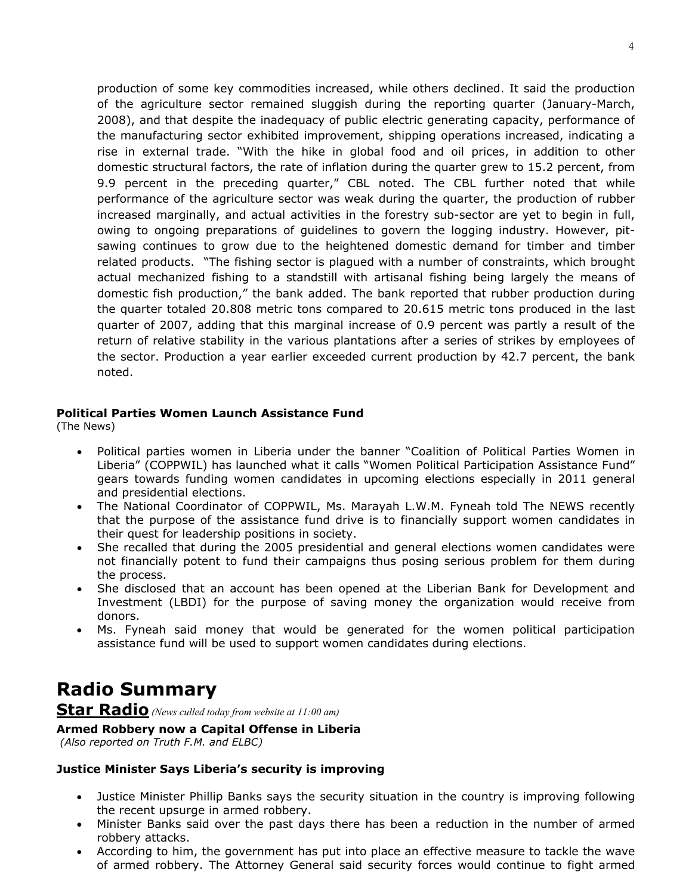production of some key commodities increased, while others declined. It said the production of the agriculture sector remained sluggish during the reporting quarter (January-March, 2008), and that despite the inadequacy of public electric generating capacity, performance of the manufacturing sector exhibited improvement, shipping operations increased, indicating a rise in external trade. "With the hike in global food and oil prices, in addition to other domestic structural factors, the rate of inflation during the quarter grew to 15.2 percent, from 9.9 percent in the preceding quarter," CBL noted. The CBL further noted that while performance of the agriculture sector was weak during the quarter, the production of rubber increased marginally, and actual activities in the forestry sub-sector are yet to begin in full, owing to ongoing preparations of guidelines to govern the logging industry. However, pit-sawing continues to grow due to the heightened domestic demand for timber and timber related products. "The fishing sector is plagued with a number of constraints, which brought actual mechanized fishing to a standstill with artisanal fishing being largely the means of domestic fish production," the bank added. The bank reported that rubber production during the quarter totaled 20.808 metric tons compared to 20.615 metric tons produced in the last quarter of 2007, adding that this marginal increase of 0.9 percent was partly a result of the return of relative stability in the various plantations after a series of strikes by employees of the sector. Production a year earlier exceeded current production by 42.7 percent, the bank noted.

**Political Parties Women Launch Assistance Fund**
(The News)

- Political parties women in Liberia under the banner "Coalition of Political Parties Women in Liberia" (COPPWIL) has launched what it calls "Women Political Participation Assistance Fund" gears towards funding women candidates in upcoming elections especially in 2011 general and presidential elections.
- The National Coordinator of COPPWIL, Ms. Marayah L.W.M. Fyneah told The NEWS recently that the purpose of the assistance fund drive is to financially support women candidates in their quest for leadership positions in society.
- She recalled that during the 2005 presidential and general elections women candidates were not financially potent to fund their campaigns thus posing serious problem for them during the process.
- She disclosed that an account has been opened at the Liberian Bank for Development and Investment (LBDI) for the purpose of saving money the organization would receive from donors.
- Ms. Fyneah said money that would be generated for the women political participation assistance fund will be used to support women candidates during elections.

# Radio Summary

## Star Radio *(News culled today from website at 11:00 am)*

**Armed Robbery now a Capital Offense in Liberia**
*(Also reported on Truth F.M. and ELBC)*

**Justice Minister Says Liberia's security is improving**

- Justice Minister Phillip Banks says the security situation in the country is improving following the recent upsurge in armed robbery.
- Minister Banks said over the past days there has been a reduction in the number of armed robbery attacks.
- According to him, the government has put into place an effective measure to tackle the wave of armed robbery. The Attorney General said security forces would continue to fight armed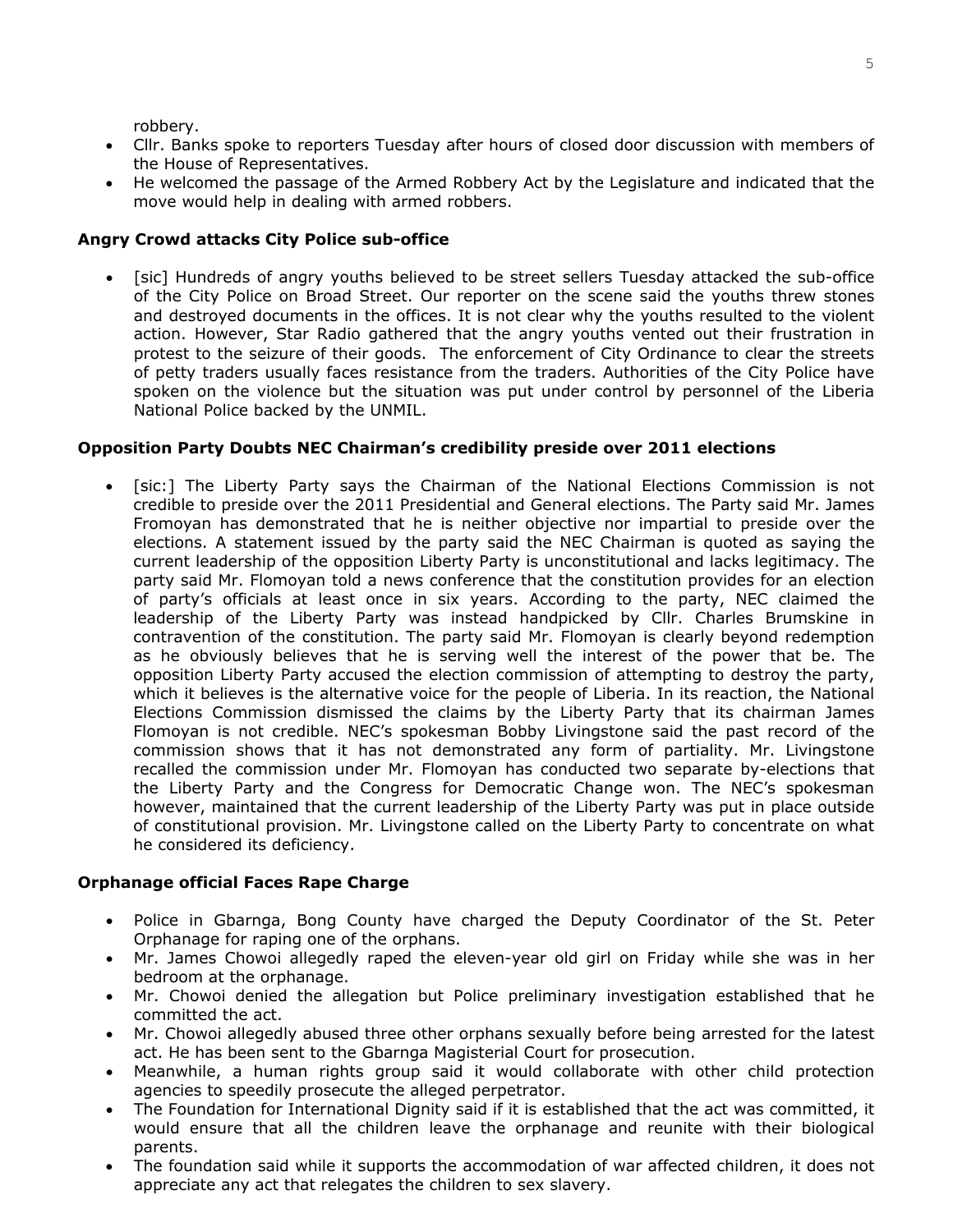robbery.

- Cllr. Banks spoke to reporters Tuesday after hours of closed door discussion with members of the House of Representatives.
- He welcomed the passage of the Armed Robbery Act by the Legislature and indicated that the move would help in dealing with armed robbers.

**Angry Crowd attacks City Police sub-office**

- [sic] Hundreds of angry youths believed to be street sellers Tuesday attacked the sub-office of the City Police on Broad Street. Our reporter on the scene said the youths threw stones and destroyed documents in the offices. It is not clear why the youths resulted to the violent action. However, Star Radio gathered that the angry youths vented out their frustration in protest to the seizure of their goods. The enforcement of City Ordinance to clear the streets of petty traders usually faces resistance from the traders. Authorities of the City Police have spoken on the violence but the situation was put under control by personnel of the Liberia National Police backed by the UNMIL.

**Opposition Party Doubts NEC Chairman's credibility preside over 2011 elections**

- [sic:] The Liberty Party says the Chairman of the National Elections Commission is not credible to preside over the 2011 Presidential and General elections. The Party said Mr. James Fromoyan has demonstrated that he is neither objective nor impartial to preside over the elections. A statement issued by the party said the NEC Chairman is quoted as saying the current leadership of the opposition Liberty Party is unconstitutional and lacks legitimacy. The party said Mr. Flomoyan told a news conference that the constitution provides for an election of party's officials at least once in six years. According to the party, NEC claimed the leadership of the Liberty Party was instead handpicked by Cllr. Charles Brumskine in contravention of the constitution. The party said Mr. Flomoyan is clearly beyond redemption as he obviously believes that he is serving well the interest of the power that be. The opposition Liberty Party accused the election commission of attempting to destroy the party, which it believes is the alternative voice for the people of Liberia. In its reaction, the National Elections Commission dismissed the claims by the Liberty Party that its chairman James Flomoyan is not credible. NEC's spokesman Bobby Livingstone said the past record of the commission shows that it has not demonstrated any form of partiality. Mr. Livingstone recalled the commission under Mr. Flomoyan has conducted two separate by-elections that the Liberty Party and the Congress for Democratic Change won. The NEC's spokesman however, maintained that the current leadership of the Liberty Party was put in place outside of constitutional provision. Mr. Livingstone called on the Liberty Party to concentrate on what he considered its deficiency.

**Orphanage official Faces Rape Charge**

- Police in Gbarnga, Bong County have charged the Deputy Coordinator of the St. Peter Orphanage for raping one of the orphans.
- Mr. James Chowoi allegedly raped the eleven-year old girl on Friday while she was in her bedroom at the orphanage.
- Mr. Chowoi denied the allegation but Police preliminary investigation established that he committed the act.
- Mr. Chowoi allegedly abused three other orphans sexually before being arrested for the latest act. He has been sent to the Gbarnga Magisterial Court for prosecution.
- Meanwhile, a human rights group said it would collaborate with other child protection agencies to speedily prosecute the alleged perpetrator.
- The Foundation for International Dignity said if it is established that the act was committed, it would ensure that all the children leave the orphanage and reunite with their biological parents.
- The foundation said while it supports the accommodation of war affected children, it does not appreciate any act that relegates the children to sex slavery.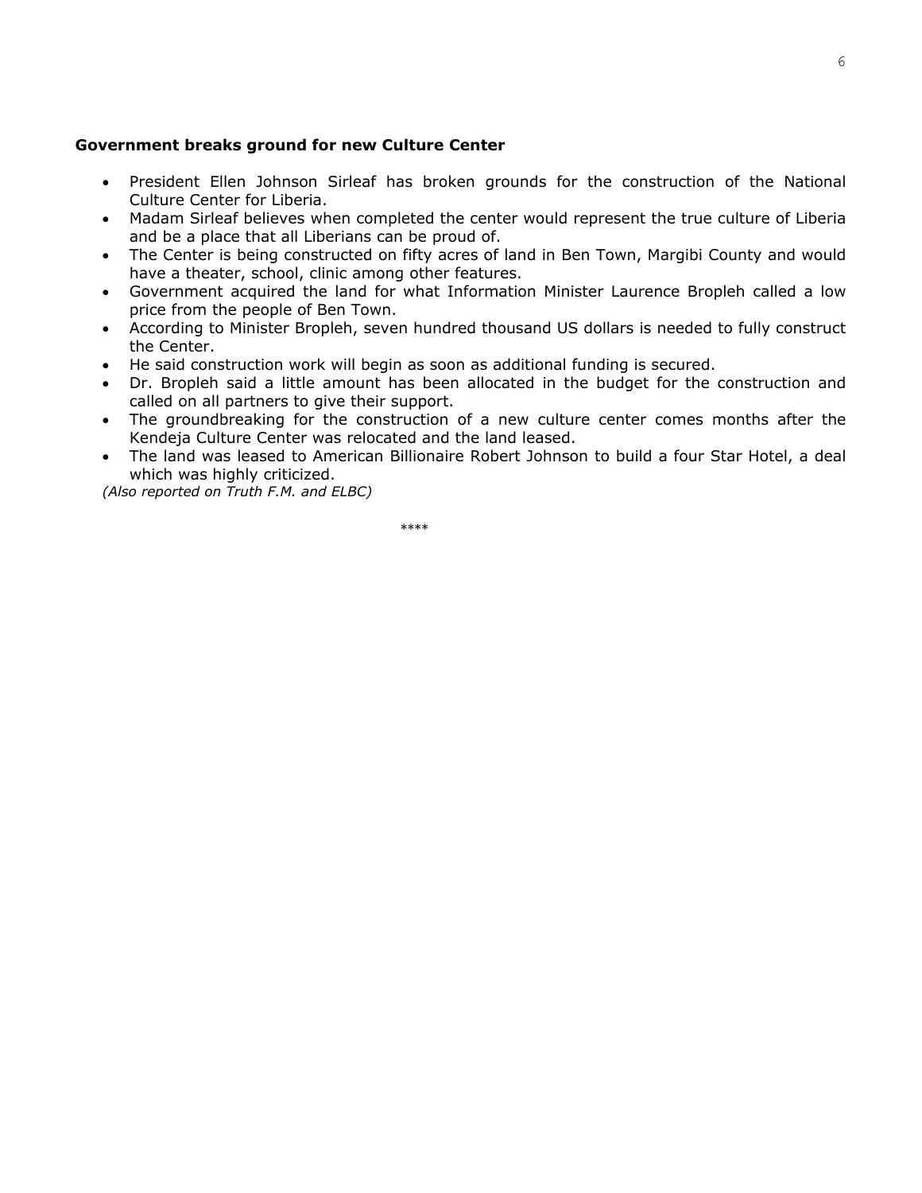**Government breaks ground for new Culture Center**

- President Ellen Johnson Sirleaf has broken grounds for the construction of the National Culture Center for Liberia.
- Madam Sirleaf believes when completed the center would represent the true culture of Liberia and be a place that all Liberians can be proud of.
- The Center is being constructed on fifty acres of land in Ben Town, Margibi County and would have a theater, school, clinic among other features.
- Government acquired the land for what Information Minister Laurence Bropleh called a low price from the people of Ben Town.
- According to Minister Bropleh, seven hundred thousand US dollars is needed to fully construct the Center.
- He said construction work will begin as soon as additional funding is secured.
- Dr. Bropleh said a little amount has been allocated in the budget for the construction and called on all partners to give their support.
- The groundbreaking for the construction of a new culture center comes months after the Kendeja Culture Center was relocated and the land leased.
- The land was leased to American Billionaire Robert Johnson to build a four Star Hotel, a deal which was highly criticized.

*(Also reported on Truth F.M. and ELBC)*

****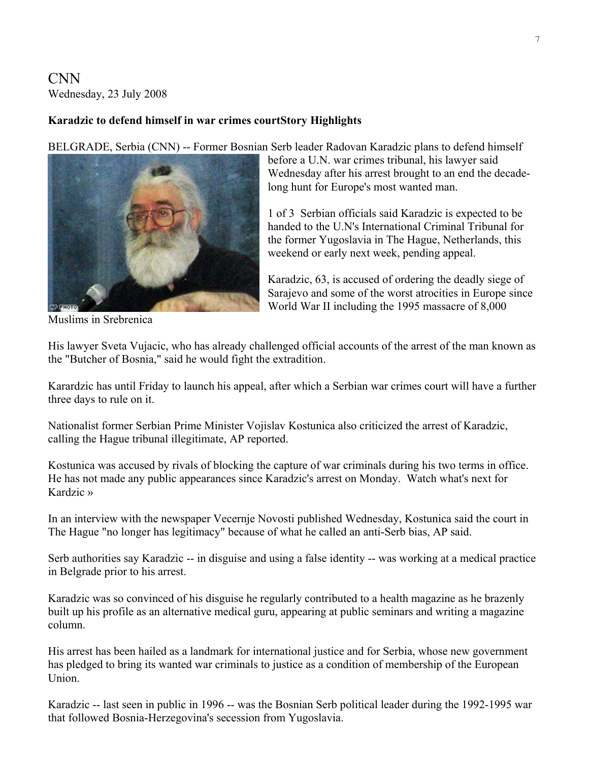CNN
Wednesday, 23 July 2008

**Karadzic to defend himself in war crimes courtStory Highlights**

BELGRADE, Serbia (CNN) -- Former Bosnian Serb leader Radovan Karadzic plans to defend himself before a U.N. war crimes tribunal, his lawyer said Wednesday after his arrest brought to an end the decade-long hunt for Europe's most wanted man.

1 of 3 Serbian officials said Karadzic is expected to be handed to the U.N's International Criminal Tribunal for the former Yugoslavia in The Hague, Netherlands, this weekend or early next week, pending appeal.

Karadzic, 63, is accused of ordering the deadly siege of Sarajevo and some of the worst atrocities in Europe since World War II including the 1995 massacre of 8,000 Muslims in Srebrenica

His lawyer Sveta Vujacic, who has already challenged official accounts of the arrest of the man known as the "Butcher of Bosnia," said he would fight the extradition.

Karardzic has until Friday to launch his appeal, after which a Serbian war crimes court will have a further three days to rule on it.

Nationalist former Serbian Prime Minister Vojislav Kostunica also criticized the arrest of Karadzic, calling the Hague tribunal illegitimate, AP reported.

Kostunica was accused by rivals of blocking the capture of war criminals during his two terms in office. He has not made any public appearances since Karadzic's arrest on Monday. Watch what's next for Kardzic »

In an interview with the newspaper Vecernje Novosti published Wednesday, Kostunica said the court in The Hague "no longer has legitimacy" because of what he called an anti-Serb bias, AP said.

Serb authorities say Karadzic -- in disguise and using a false identity -- was working at a medical practice in Belgrade prior to his arrest.

Karadzic was so convinced of his disguise he regularly contributed to a health magazine as he brazenly built up his profile as an alternative medical guru, appearing at public seminars and writing a magazine column.

His arrest has been hailed as a landmark for international justice and for Serbia, whose new government has pledged to bring its wanted war criminals to justice as a condition of membership of the European Union.

Karadzic -- last seen in public in 1996 -- was the Bosnian Serb political leader during the 1992-1995 war that followed Bosnia-Herzegovina's secession from Yugoslavia.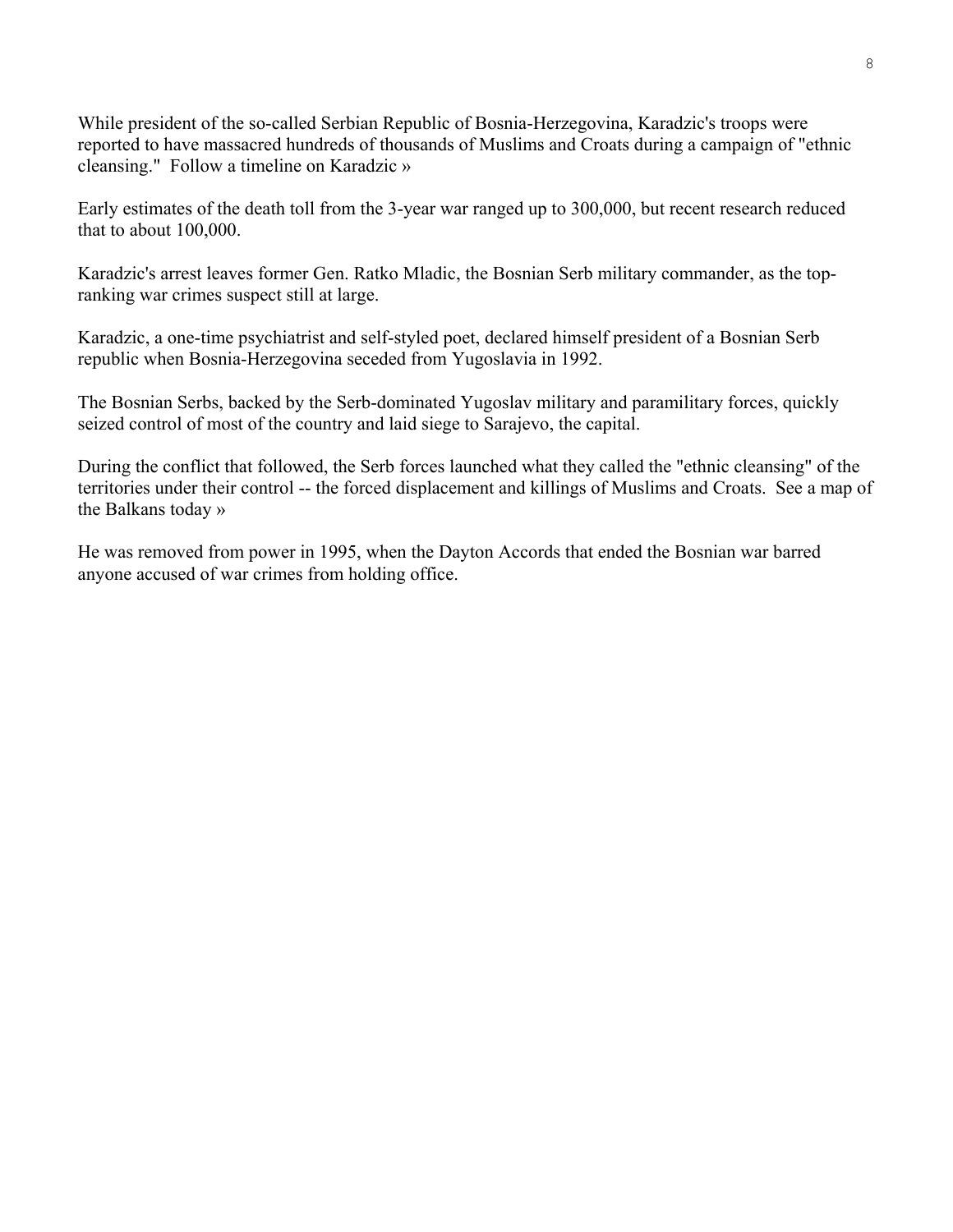While president of the so-called Serbian Republic of Bosnia-Herzegovina, Karadzic's troops were reported to have massacred hundreds of thousands of Muslims and Croats during a campaign of "ethnic cleansing." Follow a timeline on Karadzic »

Early estimates of the death toll from the 3-year war ranged up to 300,000, but recent research reduced that to about 100,000.

Karadzic's arrest leaves former Gen. Ratko Mladic, the Bosnian Serb military commander, as the top-ranking war crimes suspect still at large.

Karadzic, a one-time psychiatrist and self-styled poet, declared himself president of a Bosnian Serb republic when Bosnia-Herzegovina seceded from Yugoslavia in 1992.

The Bosnian Serbs, backed by the Serb-dominated Yugoslav military and paramilitary forces, quickly seized control of most of the country and laid siege to Sarajevo, the capital.

During the conflict that followed, the Serb forces launched what they called the "ethnic cleansing" of the territories under their control -- the forced displacement and killings of Muslims and Croats. See a map of the Balkans today »

He was removed from power in 1995, when the Dayton Accords that ended the Bosnian war barred anyone accused of war crimes from holding office.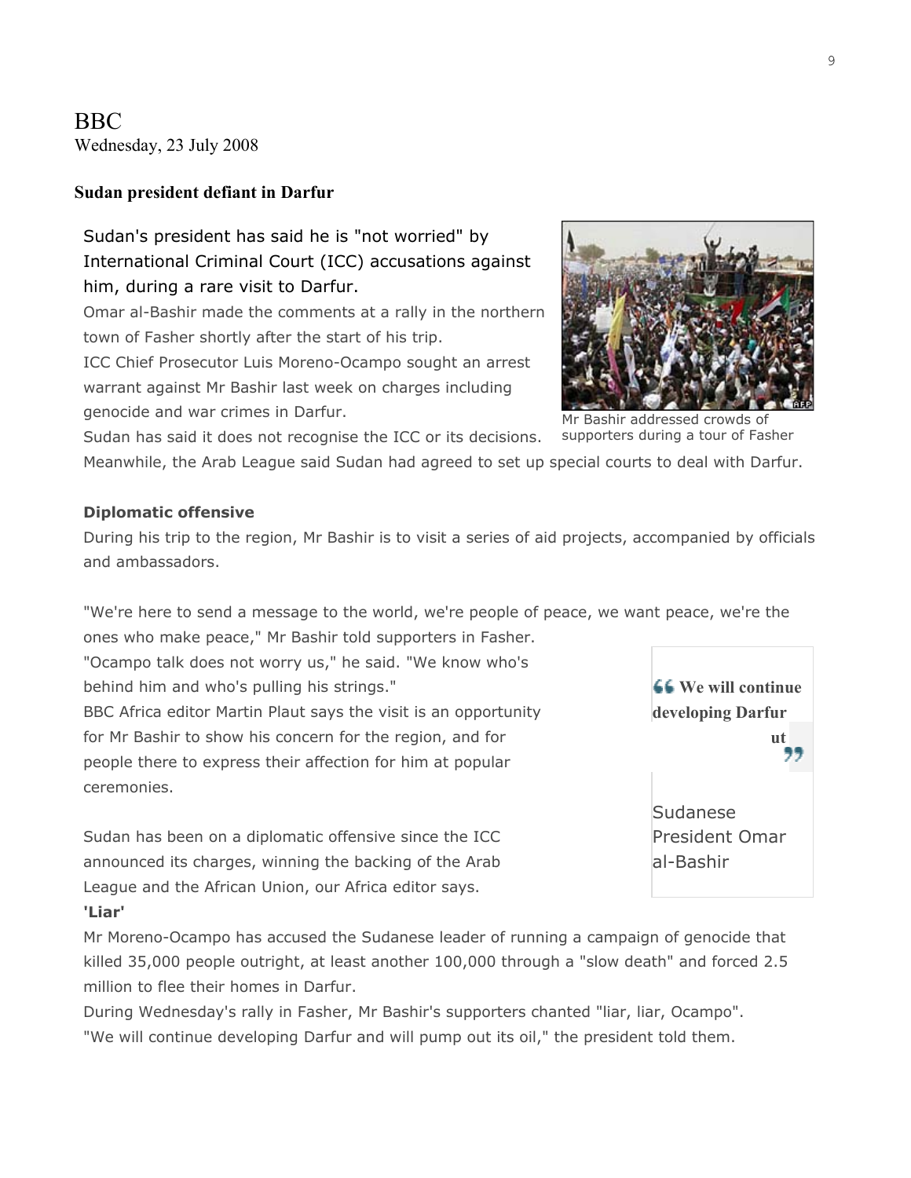BBC
Wednesday, 23 July 2008

**Sudan president defiant in Darfur**

Sudan's president has said he is "not worried" by International Criminal Court (ICC) accusations against him, during a rare visit to Darfur.

Omar al-Bashir made the comments at a rally in the northern town of Fasher shortly after the start of his trip.

ICC Chief Prosecutor Luis Moreno-Ocampo sought an arrest warrant against Mr Bashir last week on charges including genocide and war crimes in Darfur.

Mr Bashir addressed crowds of supporters during a tour of Fasher

Sudan has said it does not recognise the ICC or its decisions.

Meanwhile, the Arab League said Sudan had agreed to set up special courts to deal with Darfur.

**Diplomatic offensive**

During his trip to the region, Mr Bashir is to visit a series of aid projects, accompanied by officials and ambassadors.

"We're here to send a message to the world, we're people of peace, we want peace, we're the ones who make peace," Mr Bashir told supporters in Fasher.

"Ocampo talk does not worry us," he said. "We know who's behind him and who's pulling his strings."

BBC Africa editor Martin Plaut says the visit is an opportunity for Mr Bashir to show his concern for the region, and for people there to express their affection for him at popular ceremonies.

Sudan has been on a diplomatic offensive since the ICC announced its charges, winning the backing of the Arab League and the African Union, our Africa editor says.

> **We will continue developing Darfur ut**
>
> Sudanese President Omar al-Bashir

**'Liar'**

Mr Moreno-Ocampo has accused the Sudanese leader of running a campaign of genocide that killed 35,000 people outright, at least another 100,000 through a "slow death" and forced 2.5 million to flee their homes in Darfur.

During Wednesday's rally in Fasher, Mr Bashir's supporters chanted "liar, liar, Ocampo".

"We will continue developing Darfur and will pump out its oil," the president told them.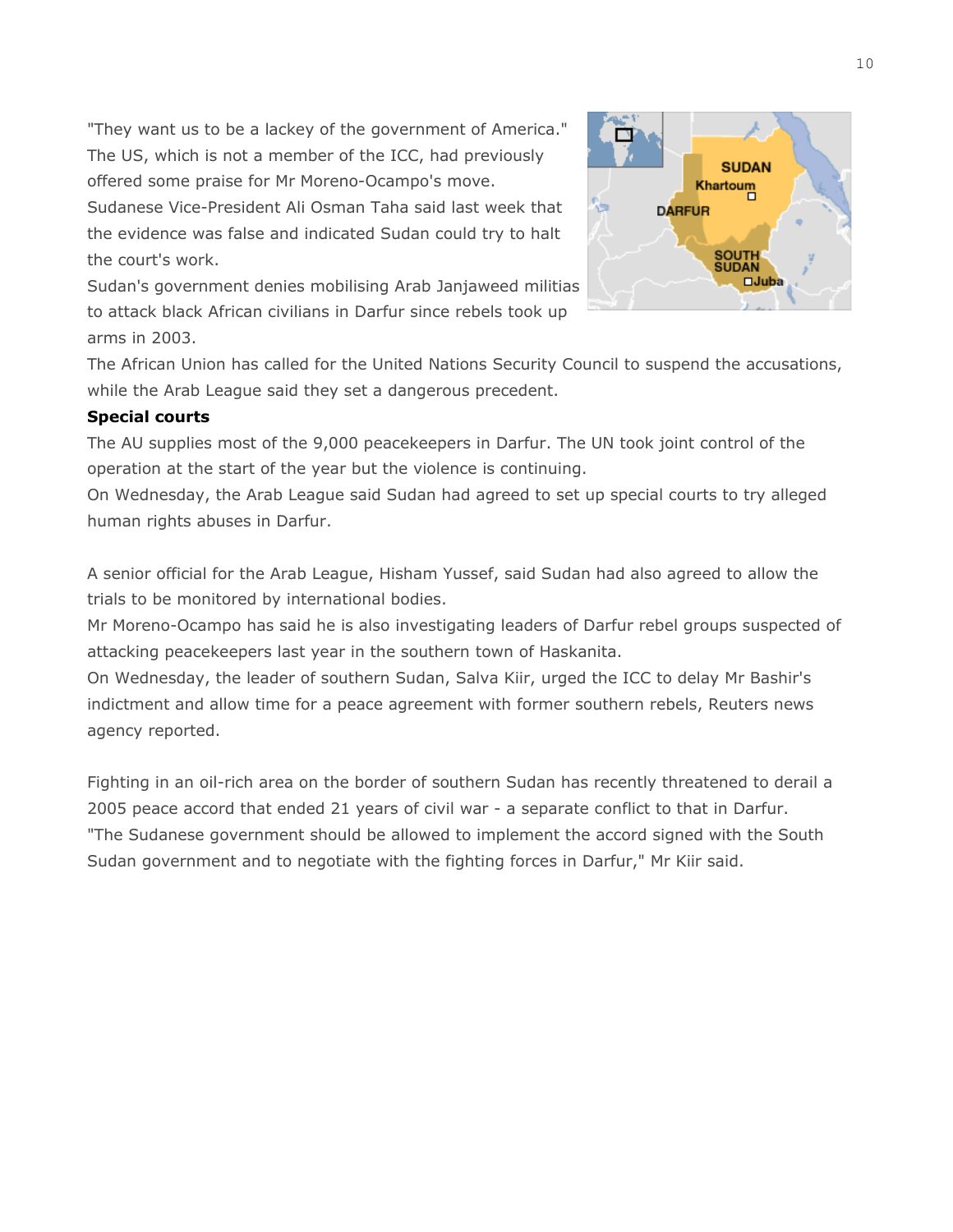"They want us to be a lackey of the government of America."
The US, which is not a member of the ICC, had previously offered some praise for Mr Moreno-Ocampo's move.
Sudanese Vice-President Ali Osman Taha said last week that the evidence was false and indicated Sudan could try to halt the court's work.
Sudan's government denies mobilising Arab Janjaweed militias to attack black African civilians in Darfur since rebels took up arms in 2003.
The African Union has called for the United Nations Security Council to suspend the accusations, while the Arab League said they set a dangerous precedent.

**Special courts**

The AU supplies most of the 9,000 peacekeepers in Darfur. The UN took joint control of the operation at the start of the year but the violence is continuing.
On Wednesday, the Arab League said Sudan had agreed to set up special courts to try alleged human rights abuses in Darfur.

A senior official for the Arab League, Hisham Yussef, said Sudan had also agreed to allow the trials to be monitored by international bodies.
Mr Moreno-Ocampo has said he is also investigating leaders of Darfur rebel groups suspected of attacking peacekeepers last year in the southern town of Haskanita.
On Wednesday, the leader of southern Sudan, Salva Kiir, urged the ICC to delay Mr Bashir's indictment and allow time for a peace agreement with former southern rebels, Reuters news agency reported.

Fighting in an oil-rich area on the border of southern Sudan has recently threatened to derail a 2005 peace accord that ended 21 years of civil war - a separate conflict to that in Darfur.
"The Sudanese government should be allowed to implement the accord signed with the South Sudan government and to negotiate with the fighting forces in Darfur," Mr Kiir said.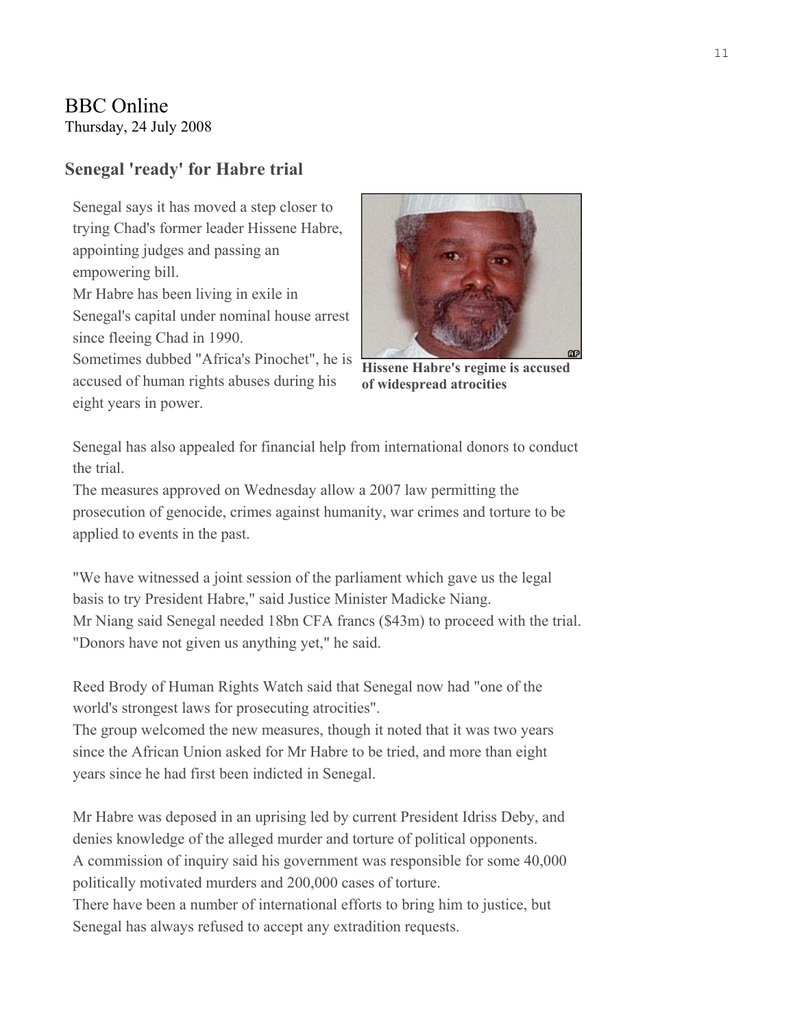BBC Online
Thursday, 24 July 2008

## Senegal 'ready' for Habre trial

Senegal says it has moved a step closer to trying Chad's former leader Hissene Habre, appointing judges and passing an empowering bill.
Mr Habre has been living in exile in Senegal's capital under nominal house arrest since fleeing Chad in 1990.
Sometimes dubbed "Africa's Pinochet", he is accused of human rights abuses during his eight years in power.

**Hissene Habre's regime is accused of widespread atrocities**

Senegal has also appealed for financial help from international donors to conduct the trial.
The measures approved on Wednesday allow a 2007 law permitting the prosecution of genocide, crimes against humanity, war crimes and torture to be applied to events in the past.

"We have witnessed a joint session of the parliament which gave us the legal basis to try President Habre," said Justice Minister Madicke Niang.
Mr Niang said Senegal needed 18bn CFA francs ($43m) to proceed with the trial. "Donors have not given us anything yet," he said.

Reed Brody of Human Rights Watch said that Senegal now had "one of the world's strongest laws for prosecuting atrocities".
The group welcomed the new measures, though it noted that it was two years since the African Union asked for Mr Habre to be tried, and more than eight years since he had first been indicted in Senegal.

Mr Habre was deposed in an uprising led by current President Idriss Deby, and denies knowledge of the alleged murder and torture of political opponents.
A commission of inquiry said his government was responsible for some 40,000 politically motivated murders and 200,000 cases of torture.
There have been a number of international efforts to bring him to justice, but Senegal has always refused to accept any extradition requests.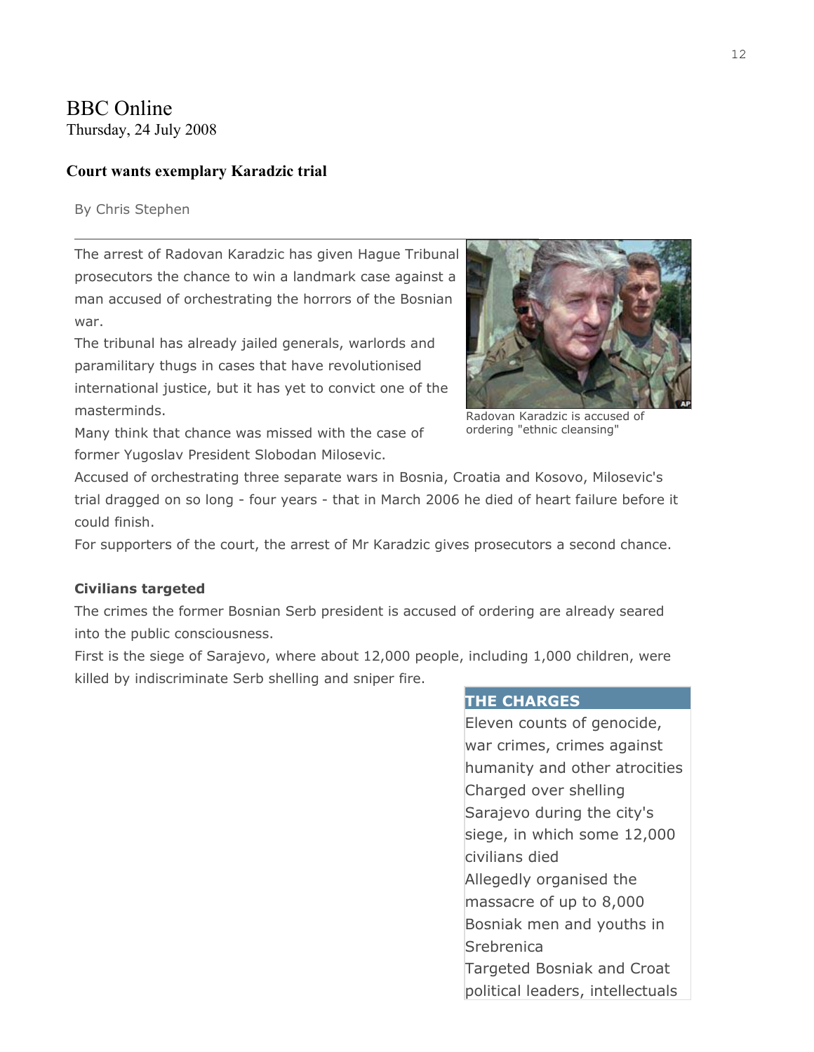BBC Online
Thursday, 24 July 2008

**Court wants exemplary Karadzic trial**

By Chris Stephen

The arrest of Radovan Karadzic has given Hague Tribunal prosecutors the chance to win a landmark case against a man accused of orchestrating the horrors of the Bosnian war.

The tribunal has already jailed generals, warlords and paramilitary thugs in cases that have revolutionised international justice, but it has yet to convict one of the masterminds.

Radovan Karadzic is accused of ordering "ethnic cleansing"

Many think that chance was missed with the case of former Yugoslav President Slobodan Milosevic.

Accused of orchestrating three separate wars in Bosnia, Croatia and Kosovo, Milosevic's trial dragged on so long - four years - that in March 2006 he died of heart failure before it could finish.

For supporters of the court, the arrest of Mr Karadzic gives prosecutors a second chance.

**Civilians targeted**

The crimes the former Bosnian Serb president is accused of ordering are already seared into the public consciousness.

First is the siege of Sarajevo, where about 12,000 people, including 1,000 children, were killed by indiscriminate Serb shelling and sniper fire.

**THE CHARGES**

Eleven counts of genocide, war crimes, crimes against humanity and other atrocities

Charged over shelling Sarajevo during the city's siege, in which some 12,000 civilians died

Allegedly organised the massacre of up to 8,000 Bosniak men and youths in Srebrenica

Targeted Bosniak and Croat political leaders, intellectuals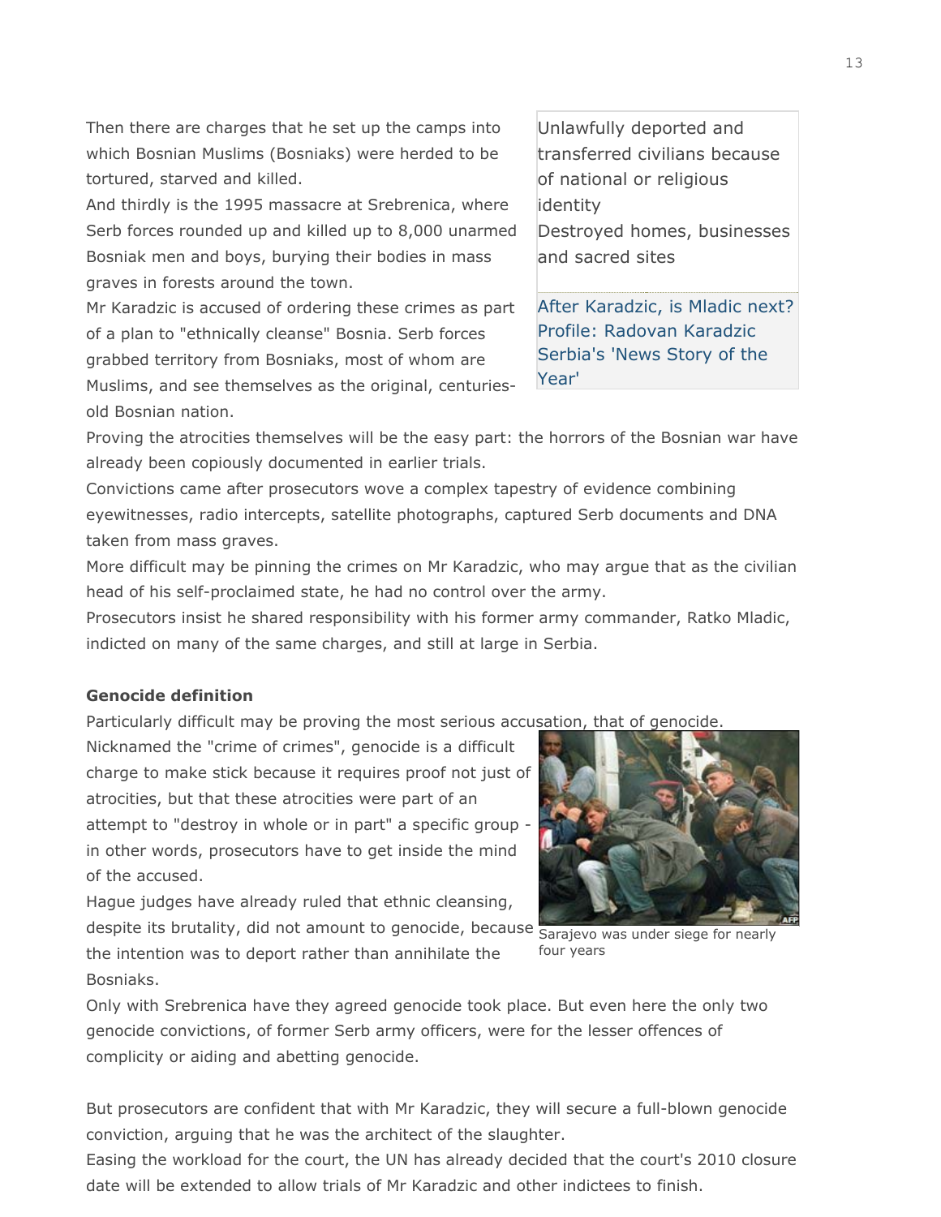Then there are charges that he set up the camps into which Bosnian Muslims (Bosniaks) were herded to be tortured, starved and killed.

And thirdly is the 1995 massacre at Srebrenica, where Serb forces rounded up and killed up to 8,000 unarmed Bosniak men and boys, burying their bodies in mass graves in forests around the town.

Mr Karadzic is accused of ordering these crimes as part of a plan to "ethnically cleanse" Bosnia. Serb forces grabbed territory from Bosniaks, most of whom are Muslims, and see themselves as the original, centuries-old Bosnian nation.

Unlawfully deported and transferred civilians because of national or religious identity

Destroyed homes, businesses and sacred sites

After Karadzic, is Mladic next?
Profile: Radovan Karadzic
Serbia's 'News Story of the Year'

Proving the atrocities themselves will be the easy part: the horrors of the Bosnian war have already been copiously documented in earlier trials.

Convictions came after prosecutors wove a complex tapestry of evidence combining eyewitnesses, radio intercepts, satellite photographs, captured Serb documents and DNA taken from mass graves.

More difficult may be pinning the crimes on Mr Karadzic, who may argue that as the civilian head of his self-proclaimed state, he had no control over the army.

Prosecutors insist he shared responsibility with his former army commander, Ratko Mladic, indicted on many of the same charges, and still at large in Serbia.

**Genocide definition**

Particularly difficult may be proving the most serious accusation, that of genocide.

Nicknamed the "crime of crimes", genocide is a difficult charge to make stick because it requires proof not just of atrocities, but that these atrocities were part of an attempt to "destroy in whole or in part" a specific group - in other words, prosecutors have to get inside the mind of the accused.

Hague judges have already ruled that ethnic cleansing, despite its brutality, did not amount to genocide, because the intention was to deport rather than annihilate the Bosniaks.

Sarajevo was under siege for nearly four years

Only with Srebrenica have they agreed genocide took place. But even here the only two genocide convictions, of former Serb army officers, were for the lesser offences of complicity or aiding and abetting genocide.

But prosecutors are confident that with Mr Karadzic, they will secure a full-blown genocide conviction, arguing that he was the architect of the slaughter.

Easing the workload for the court, the UN has already decided that the court's 2010 closure date will be extended to allow trials of Mr Karadzic and other indictees to finish.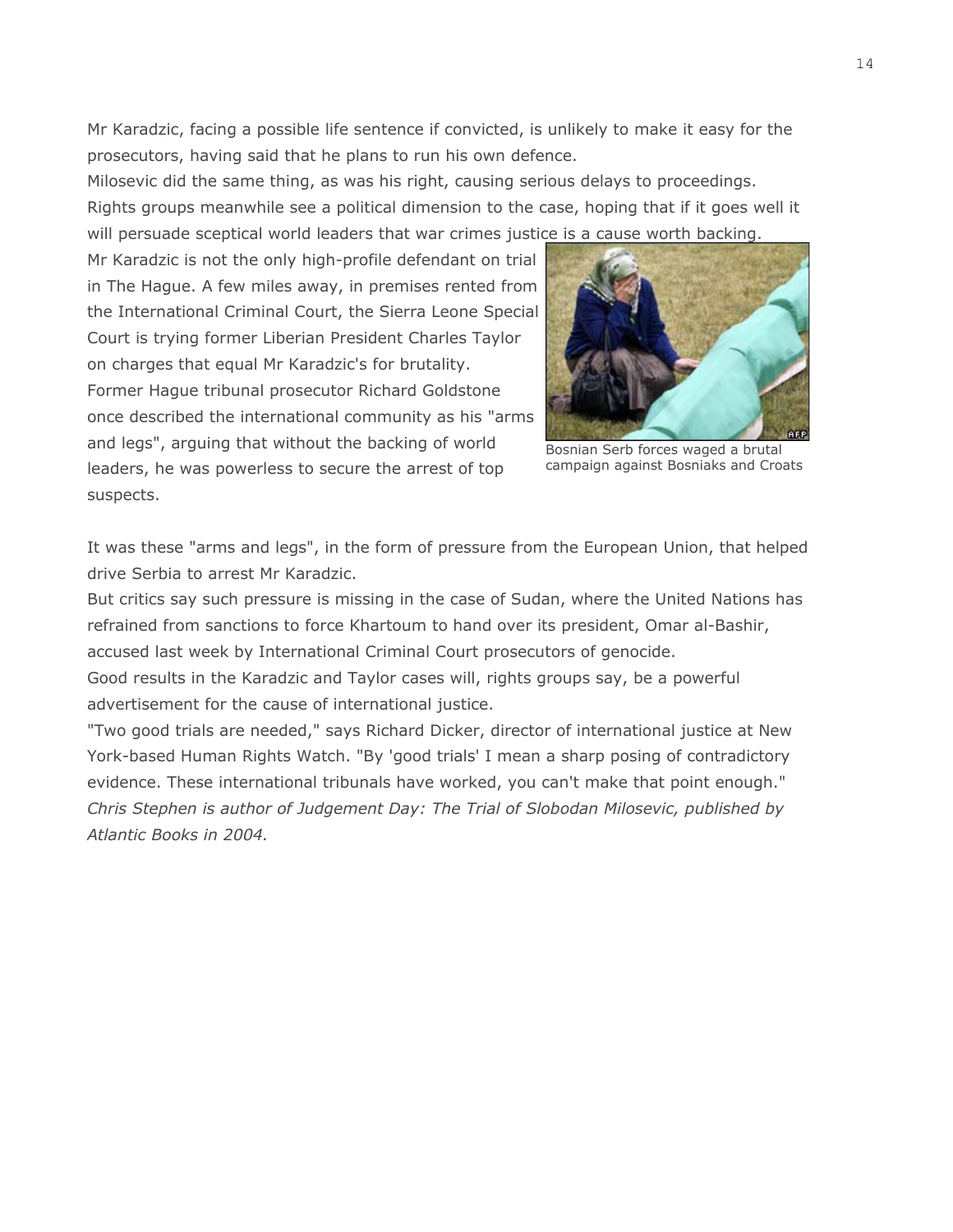Mr Karadzic, facing a possible life sentence if convicted, is unlikely to make it easy for the prosecutors, having said that he plans to run his own defence.

Milosevic did the same thing, as was his right, causing serious delays to proceedings.

Rights groups meanwhile see a political dimension to the case, hoping that if it goes well it will persuade sceptical world leaders that war crimes justice is a cause worth backing.

Mr Karadzic is not the only high-profile defendant on trial in The Hague. A few miles away, in premises rented from the International Criminal Court, the Sierra Leone Special Court is trying former Liberian President Charles Taylor on charges that equal Mr Karadzic's for brutality.

Former Hague tribunal prosecutor Richard Goldstone once described the international community as his "arms and legs", arguing that without the backing of world leaders, he was powerless to secure the arrest of top suspects.

Bosnian Serb forces waged a brutal campaign against Bosniaks and Croats

It was these "arms and legs", in the form of pressure from the European Union, that helped drive Serbia to arrest Mr Karadzic.

But critics say such pressure is missing in the case of Sudan, where the United Nations has refrained from sanctions to force Khartoum to hand over its president, Omar al-Bashir, accused last week by International Criminal Court prosecutors of genocide.

Good results in the Karadzic and Taylor cases will, rights groups say, be a powerful advertisement for the cause of international justice.

"Two good trials are needed," says Richard Dicker, director of international justice at New York-based Human Rights Watch. "By 'good trials' I mean a sharp posing of contradictory evidence. These international tribunals have worked, you can't make that point enough."

*Chris Stephen is author of Judgement Day: The Trial of Slobodan Milosevic, published by Atlantic Books in 2004.*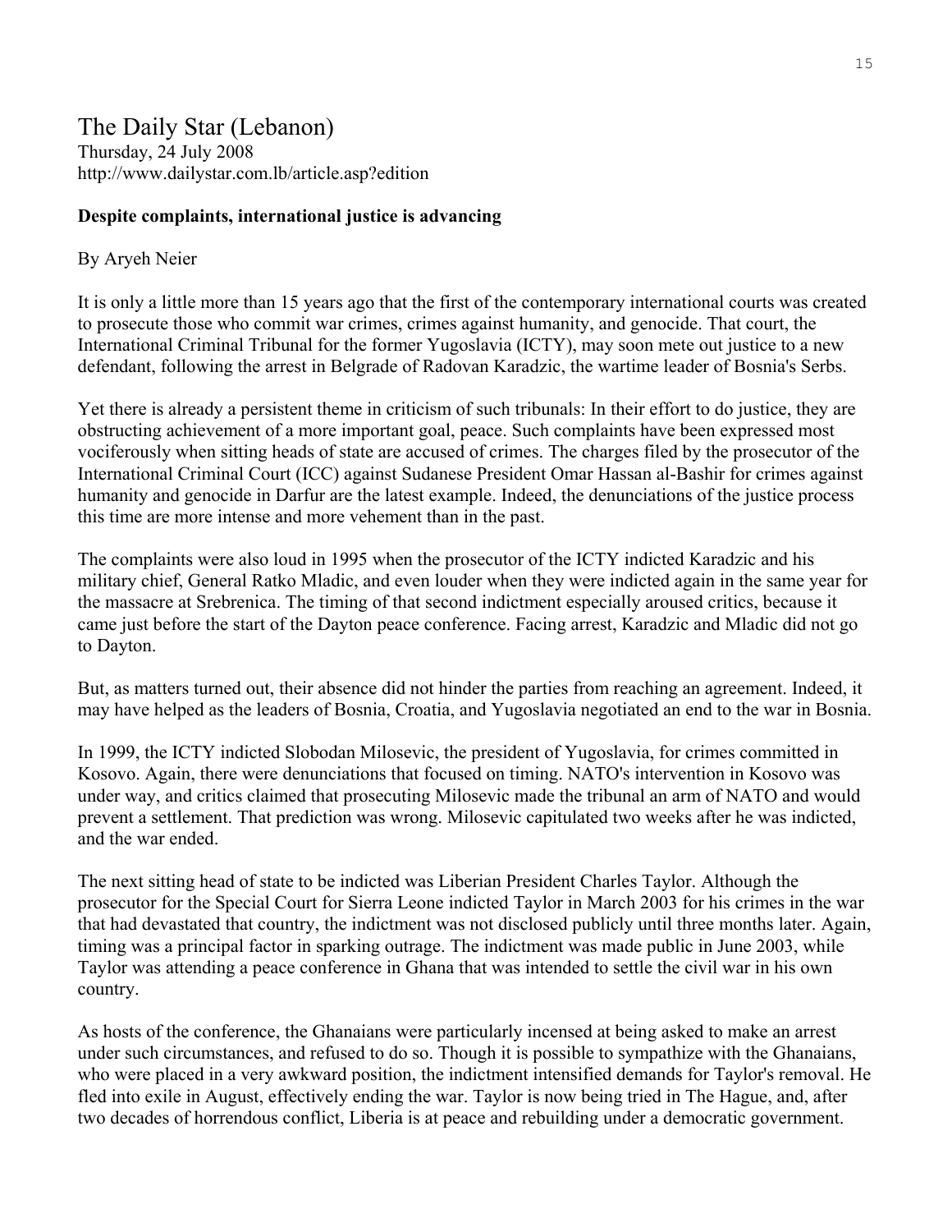# The Daily Star (Lebanon)

Thursday, 24 July 2008
http://www.dailystar.com.lb/article.asp?edition

**Despite complaints, international justice is advancing**

By Aryeh Neier

It is only a little more than 15 years ago that the first of the contemporary international courts was created to prosecute those who commit war crimes, crimes against humanity, and genocide. That court, the International Criminal Tribunal for the former Yugoslavia (ICTY), may soon mete out justice to a new defendant, following the arrest in Belgrade of Radovan Karadzic, the wartime leader of Bosnia's Serbs.

Yet there is already a persistent theme in criticism of such tribunals: In their effort to do justice, they are obstructing achievement of a more important goal, peace. Such complaints have been expressed most vociferously when sitting heads of state are accused of crimes. The charges filed by the prosecutor of the International Criminal Court (ICC) against Sudanese President Omar Hassan al-Bashir for crimes against humanity and genocide in Darfur are the latest example. Indeed, the denunciations of the justice process this time are more intense and more vehement than in the past.

The complaints were also loud in 1995 when the prosecutor of the ICTY indicted Karadzic and his military chief, General Ratko Mladic, and even louder when they were indicted again in the same year for the massacre at Srebrenica. The timing of that second indictment especially aroused critics, because it came just before the start of the Dayton peace conference. Facing arrest, Karadzic and Mladic did not go to Dayton.

But, as matters turned out, their absence did not hinder the parties from reaching an agreement. Indeed, it may have helped as the leaders of Bosnia, Croatia, and Yugoslavia negotiated an end to the war in Bosnia.

In 1999, the ICTY indicted Slobodan Milosevic, the president of Yugoslavia, for crimes committed in Kosovo. Again, there were denunciations that focused on timing. NATO's intervention in Kosovo was under way, and critics claimed that prosecuting Milosevic made the tribunal an arm of NATO and would prevent a settlement. That prediction was wrong. Milosevic capitulated two weeks after he was indicted, and the war ended.

The next sitting head of state to be indicted was Liberian President Charles Taylor. Although the prosecutor for the Special Court for Sierra Leone indicted Taylor in March 2003 for his crimes in the war that had devastated that country, the indictment was not disclosed publicly until three months later. Again, timing was a principal factor in sparking outrage. The indictment was made public in June 2003, while Taylor was attending a peace conference in Ghana that was intended to settle the civil war in his own country.

As hosts of the conference, the Ghanaians were particularly incensed at being asked to make an arrest under such circumstances, and refused to do so. Though it is possible to sympathize with the Ghanaians, who were placed in a very awkward position, the indictment intensified demands for Taylor's removal. He fled into exile in August, effectively ending the war. Taylor is now being tried in The Hague, and, after two decades of horrendous conflict, Liberia is at peace and rebuilding under a democratic government.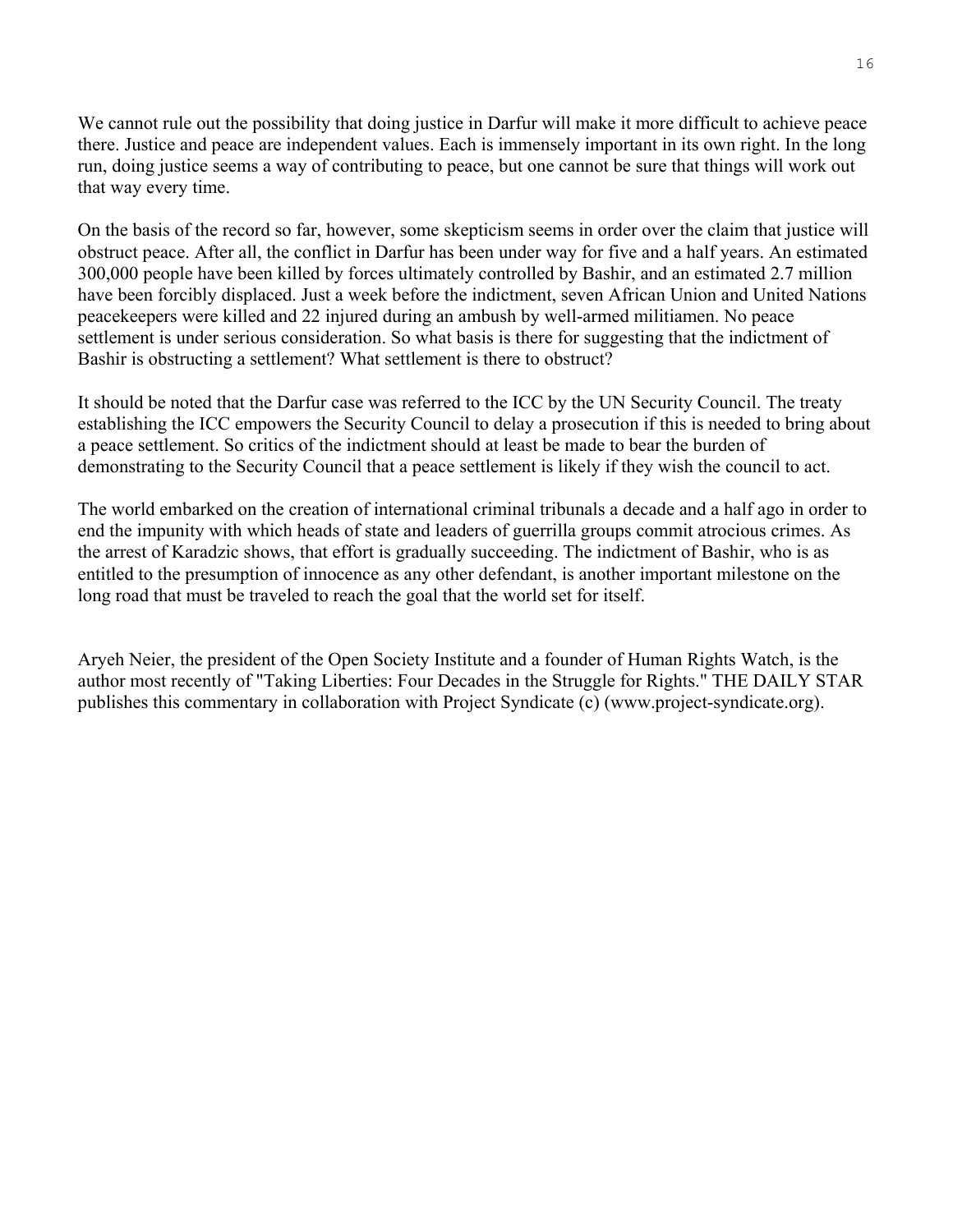We cannot rule out the possibility that doing justice in Darfur will make it more difficult to achieve peace there. Justice and peace are independent values. Each is immensely important in its own right. In the long run, doing justice seems a way of contributing to peace, but one cannot be sure that things will work out that way every time.

On the basis of the record so far, however, some skepticism seems in order over the claim that justice will obstruct peace. After all, the conflict in Darfur has been under way for five and a half years. An estimated 300,000 people have been killed by forces ultimately controlled by Bashir, and an estimated 2.7 million have been forcibly displaced. Just a week before the indictment, seven African Union and United Nations peacekeepers were killed and 22 injured during an ambush by well-armed militiamen. No peace settlement is under serious consideration. So what basis is there for suggesting that the indictment of Bashir is obstructing a settlement? What settlement is there to obstruct?

It should be noted that the Darfur case was referred to the ICC by the UN Security Council. The treaty establishing the ICC empowers the Security Council to delay a prosecution if this is needed to bring about a peace settlement. So critics of the indictment should at least be made to bear the burden of demonstrating to the Security Council that a peace settlement is likely if they wish the council to act.

The world embarked on the creation of international criminal tribunals a decade and a half ago in order to end the impunity with which heads of state and leaders of guerrilla groups commit atrocious crimes. As the arrest of Karadzic shows, that effort is gradually succeeding. The indictment of Bashir, who is as entitled to the presumption of innocence as any other defendant, is another important milestone on the long road that must be traveled to reach the goal that the world set for itself.

Aryeh Neier, the president of the Open Society Institute and a founder of Human Rights Watch, is the author most recently of "Taking Liberties: Four Decades in the Struggle for Rights." THE DAILY STAR publishes this commentary in collaboration with Project Syndicate (c) (www.project-syndicate.org).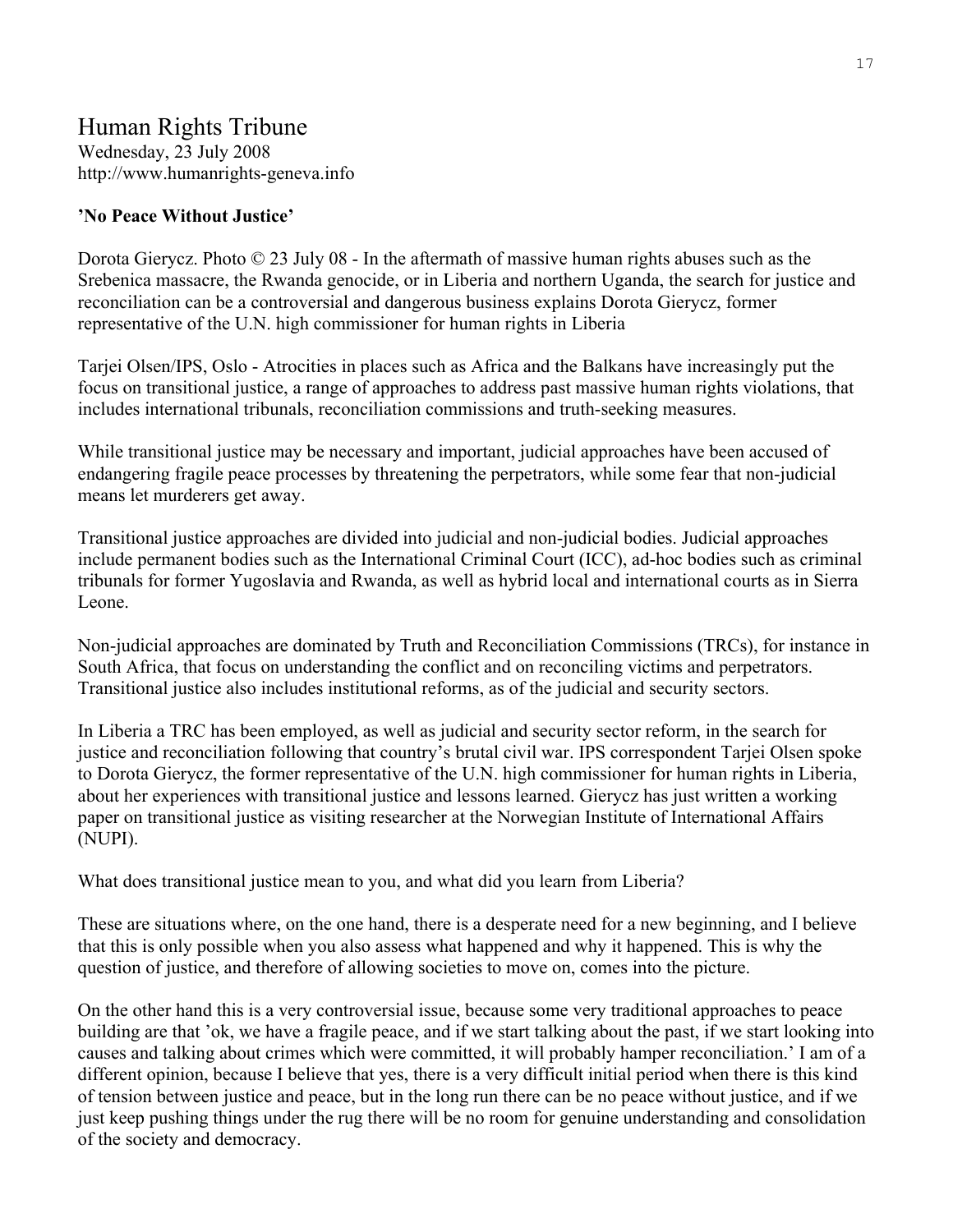# Human Rights Tribune

Wednesday, 23 July 2008
http://www.humanrights-geneva.info

**’No Peace Without Justice’**

Dorota Gierycz. Photo © 23 July 08 - In the aftermath of massive human rights abuses such as the Srebenica massacre, the Rwanda genocide, or in Liberia and northern Uganda, the search for justice and reconciliation can be a controversial and dangerous business explains Dorota Gierycz, former representative of the U.N. high commissioner for human rights in Liberia

Tarjei Olsen/IPS, Oslo - Atrocities in places such as Africa and the Balkans have increasingly put the focus on transitional justice, a range of approaches to address past massive human rights violations, that includes international tribunals, reconciliation commissions and truth-seeking measures.

While transitional justice may be necessary and important, judicial approaches have been accused of endangering fragile peace processes by threatening the perpetrators, while some fear that non-judicial means let murderers get away.

Transitional justice approaches are divided into judicial and non-judicial bodies. Judicial approaches include permanent bodies such as the International Criminal Court (ICC), ad-hoc bodies such as criminal tribunals for former Yugoslavia and Rwanda, as well as hybrid local and international courts as in Sierra Leone.

Non-judicial approaches are dominated by Truth and Reconciliation Commissions (TRCs), for instance in South Africa, that focus on understanding the conflict and on reconciling victims and perpetrators. Transitional justice also includes institutional reforms, as of the judicial and security sectors.

In Liberia a TRC has been employed, as well as judicial and security sector reform, in the search for justice and reconciliation following that country’s brutal civil war. IPS correspondent Tarjei Olsen spoke to Dorota Gierycz, the former representative of the U.N. high commissioner for human rights in Liberia, about her experiences with transitional justice and lessons learned. Gierycz has just written a working paper on transitional justice as visiting researcher at the Norwegian Institute of International Affairs (NUPI).

What does transitional justice mean to you, and what did you learn from Liberia?

These are situations where, on the one hand, there is a desperate need for a new beginning, and I believe that this is only possible when you also assess what happened and why it happened. This is why the question of justice, and therefore of allowing societies to move on, comes into the picture.

On the other hand this is a very controversial issue, because some very traditional approaches to peace building are that ’ok, we have a fragile peace, and if we start talking about the past, if we start looking into causes and talking about crimes which were committed, it will probably hamper reconciliation.’ I am of a different opinion, because I believe that yes, there is a very difficult initial period when there is this kind of tension between justice and peace, but in the long run there can be no peace without justice, and if we just keep pushing things under the rug there will be no room for genuine understanding and consolidation of the society and democracy.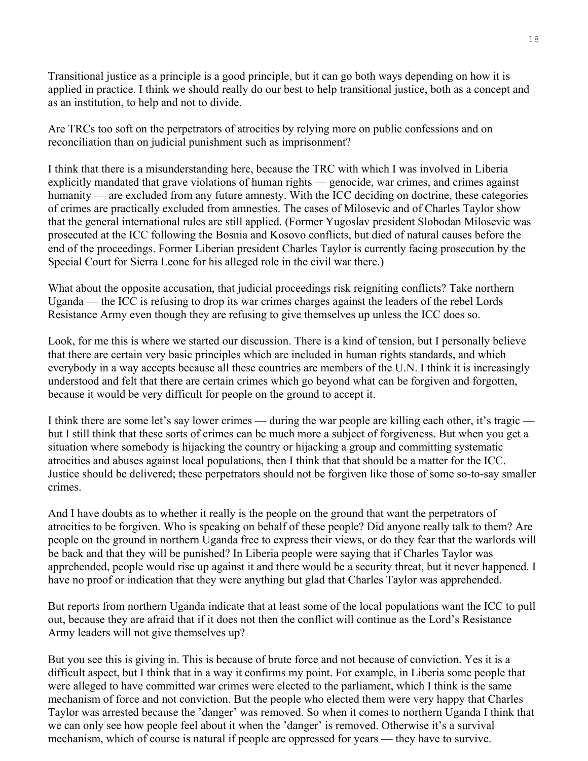Transitional justice as a principle is a good principle, but it can go both ways depending on how it is applied in practice. I think we should really do our best to help transitional justice, both as a concept and as an institution, to help and not to divide.

Are TRCs too soft on the perpetrators of atrocities by relying more on public confessions and on reconciliation than on judicial punishment such as imprisonment?

I think that there is a misunderstanding here, because the TRC with which I was involved in Liberia explicitly mandated that grave violations of human rights — genocide, war crimes, and crimes against humanity — are excluded from any future amnesty. With the ICC deciding on doctrine, these categories of crimes are practically excluded from amnesties. The cases of Milosevic and of Charles Taylor show that the general international rules are still applied. (Former Yugoslav president Slobodan Milosevic was prosecuted at the ICC following the Bosnia and Kosovo conflicts, but died of natural causes before the end of the proceedings. Former Liberian president Charles Taylor is currently facing prosecution by the Special Court for Sierra Leone for his alleged role in the civil war there.)

What about the opposite accusation, that judicial proceedings risk reigniting conflicts? Take northern Uganda — the ICC is refusing to drop its war crimes charges against the leaders of the rebel Lords Resistance Army even though they are refusing to give themselves up unless the ICC does so.

Look, for me this is where we started our discussion. There is a kind of tension, but I personally believe that there are certain very basic principles which are included in human rights standards, and which everybody in a way accepts because all these countries are members of the U.N. I think it is increasingly understood and felt that there are certain crimes which go beyond what can be forgiven and forgotten, because it would be very difficult for people on the ground to accept it.

I think there are some let's say lower crimes — during the war people are killing each other, it's tragic — but I still think that these sorts of crimes can be much more a subject of forgiveness. But when you get a situation where somebody is hijacking the country or hijacking a group and committing systematic atrocities and abuses against local populations, then I think that that should be a matter for the ICC. Justice should be delivered; these perpetrators should not be forgiven like those of some so-to-say smaller crimes.

And I have doubts as to whether it really is the people on the ground that want the perpetrators of atrocities to be forgiven. Who is speaking on behalf of these people? Did anyone really talk to them? Are people on the ground in northern Uganda free to express their views, or do they fear that the warlords will be back and that they will be punished? In Liberia people were saying that if Charles Taylor was apprehended, people would rise up against it and there would be a security threat, but it never happened. I have no proof or indication that they were anything but glad that Charles Taylor was apprehended.

But reports from northern Uganda indicate that at least some of the local populations want the ICC to pull out, because they are afraid that if it does not then the conflict will continue as the Lord's Resistance Army leaders will not give themselves up?

But you see this is giving in. This is because of brute force and not because of conviction. Yes it is a difficult aspect, but I think that in a way it confirms my point. For example, in Liberia some people that were alleged to have committed war crimes were elected to the parliament, which I think is the same mechanism of force and not conviction. But the people who elected them were very happy that Charles Taylor was arrested because the 'danger' was removed. So when it comes to northern Uganda I think that we can only see how people feel about it when the 'danger' is removed. Otherwise it's a survival mechanism, which of course is natural if people are oppressed for years — they have to survive.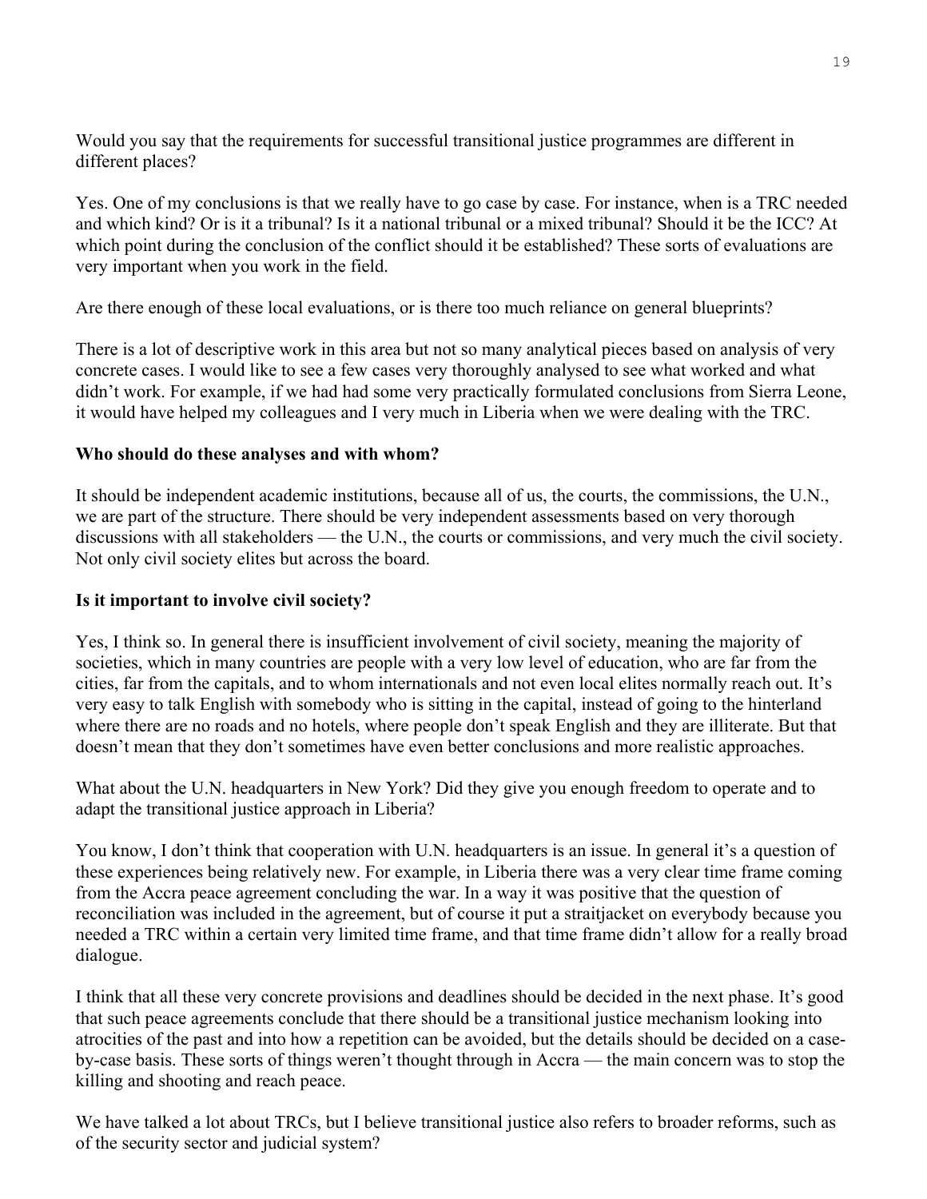Would you say that the requirements for successful transitional justice programmes are different in different places?

Yes. One of my conclusions is that we really have to go case by case. For instance, when is a TRC needed and which kind? Or is it a tribunal? Is it a national tribunal or a mixed tribunal? Should it be the ICC? At which point during the conclusion of the conflict should it be established? These sorts of evaluations are very important when you work in the field.

Are there enough of these local evaluations, or is there too much reliance on general blueprints?

There is a lot of descriptive work in this area but not so many analytical pieces based on analysis of very concrete cases. I would like to see a few cases very thoroughly analysed to see what worked and what didn't work. For example, if we had had some very practically formulated conclusions from Sierra Leone, it would have helped my colleagues and I very much in Liberia when we were dealing with the TRC.

**Who should do these analyses and with whom?**

It should be independent academic institutions, because all of us, the courts, the commissions, the U.N., we are part of the structure. There should be very independent assessments based on very thorough discussions with all stakeholders — the U.N., the courts or commissions, and very much the civil society. Not only civil society elites but across the board.

**Is it important to involve civil society?**

Yes, I think so. In general there is insufficient involvement of civil society, meaning the majority of societies, which in many countries are people with a very low level of education, who are far from the cities, far from the capitals, and to whom internationals and not even local elites normally reach out. It's very easy to talk English with somebody who is sitting in the capital, instead of going to the hinterland where there are no roads and no hotels, where people don't speak English and they are illiterate. But that doesn't mean that they don't sometimes have even better conclusions and more realistic approaches.

What about the U.N. headquarters in New York? Did they give you enough freedom to operate and to adapt the transitional justice approach in Liberia?

You know, I don't think that cooperation with U.N. headquarters is an issue. In general it's a question of these experiences being relatively new. For example, in Liberia there was a very clear time frame coming from the Accra peace agreement concluding the war. In a way it was positive that the question of reconciliation was included in the agreement, but of course it put a straitjacket on everybody because you needed a TRC within a certain very limited time frame, and that time frame didn't allow for a really broad dialogue.

I think that all these very concrete provisions and deadlines should be decided in the next phase. It's good that such peace agreements conclude that there should be a transitional justice mechanism looking into atrocities of the past and into how a repetition can be avoided, but the details should be decided on a case-by-case basis. These sorts of things weren't thought through in Accra — the main concern was to stop the killing and shooting and reach peace.

We have talked a lot about TRCs, but I believe transitional justice also refers to broader reforms, such as of the security sector and judicial system?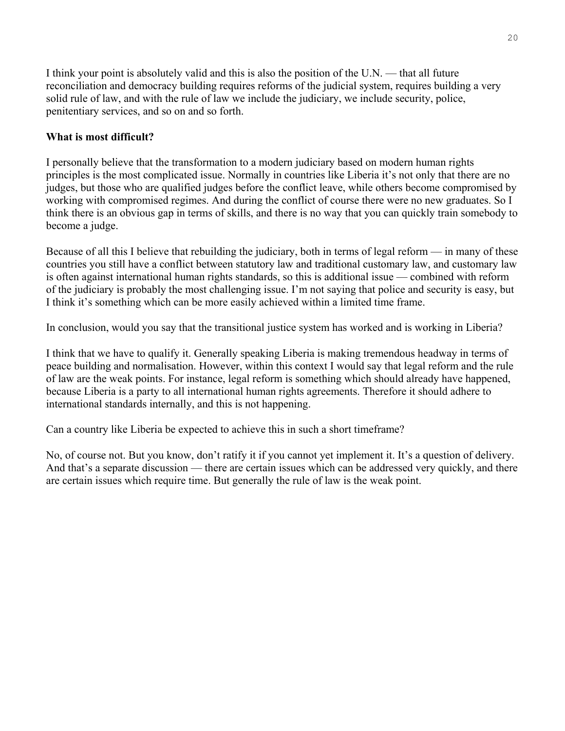I think your point is absolutely valid and this is also the position of the U.N. — that all future reconciliation and democracy building requires reforms of the judicial system, requires building a very solid rule of law, and with the rule of law we include the judiciary, we include security, police, penitentiary services, and so on and so forth.

**What is most difficult?**

I personally believe that the transformation to a modern judiciary based on modern human rights principles is the most complicated issue. Normally in countries like Liberia it's not only that there are no judges, but those who are qualified judges before the conflict leave, while others become compromised by working with compromised regimes. And during the conflict of course there were no new graduates. So I think there is an obvious gap in terms of skills, and there is no way that you can quickly train somebody to become a judge.

Because of all this I believe that rebuilding the judiciary, both in terms of legal reform — in many of these countries you still have a conflict between statutory law and traditional customary law, and customary law is often against international human rights standards, so this is additional issue — combined with reform of the judiciary is probably the most challenging issue. I'm not saying that police and security is easy, but I think it's something which can be more easily achieved within a limited time frame.

In conclusion, would you say that the transitional justice system has worked and is working in Liberia?

I think that we have to qualify it. Generally speaking Liberia is making tremendous headway in terms of peace building and normalisation. However, within this context I would say that legal reform and the rule of law are the weak points. For instance, legal reform is something which should already have happened, because Liberia is a party to all international human rights agreements. Therefore it should adhere to international standards internally, and this is not happening.

Can a country like Liberia be expected to achieve this in such a short timeframe?

No, of course not. But you know, don't ratify it if you cannot yet implement it. It's a question of delivery. And that's a separate discussion — there are certain issues which can be addressed very quickly, and there are certain issues which require time. But generally the rule of law is the weak point.